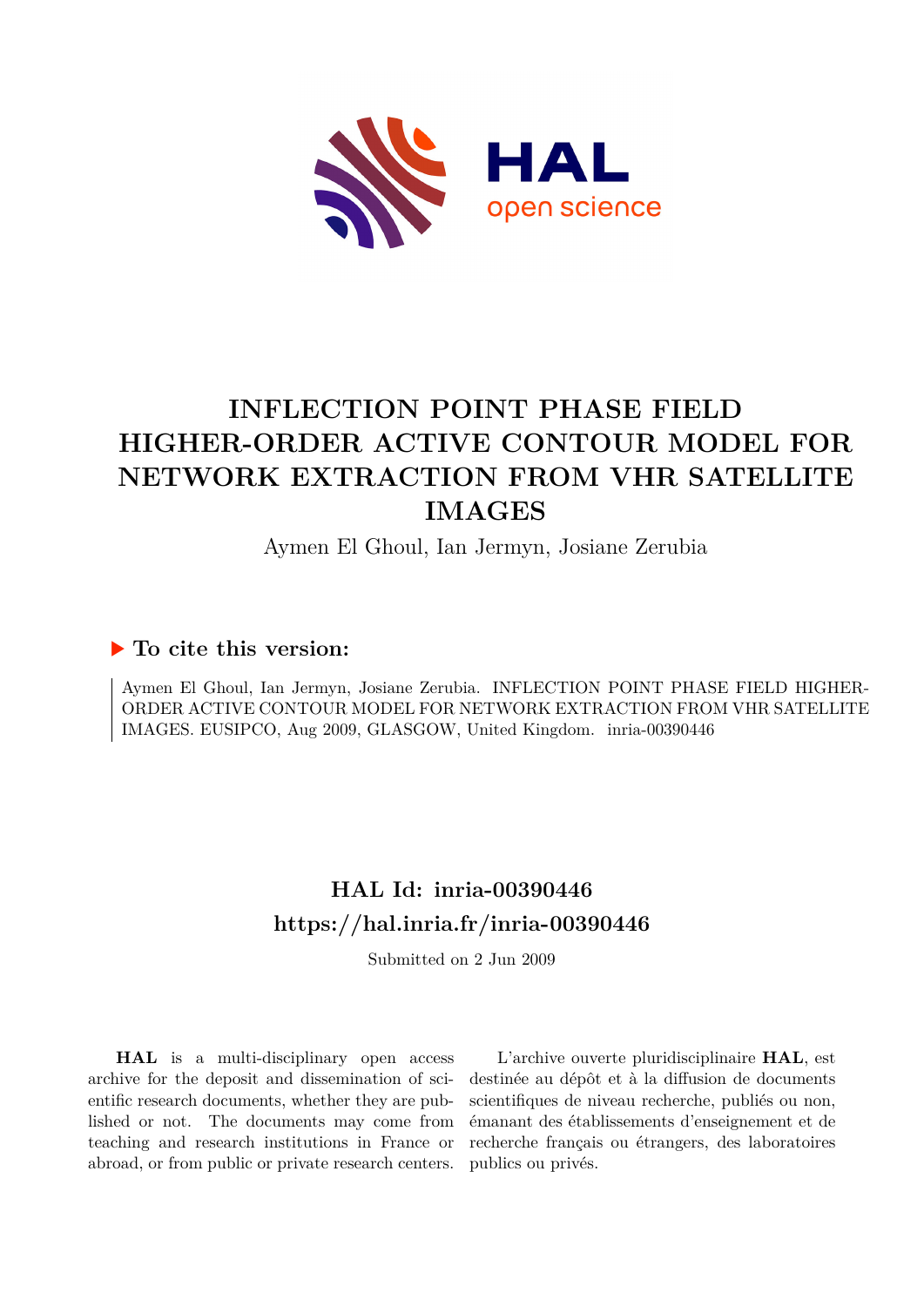# INFLECTION POINT PHASE FIELD HIGHER-ORDER ACTIVE CONTOUR MODEL FOR NETWORK EXTRACTION FROM VHR SATELLITE IMAGES

Aymen El Ghoul, Ian Jermyn, Josiane Zerubia

## ▶ To cite this version:

Aymen El Ghoul, Ian Jermyn, Josiane Zerubia. INFLECTION POINT PHASE FIELD HIGHER-ORDER ACTIVE CONTOUR MODEL FOR NETWORK EXTRACTION FROM VHR SATELLITE IMAGES. EUSIPCO, Aug 2009, GLASGOW, United Kingdom. inria-00390446

## HAL Id: inria-00390446
## https://hal.inria.fr/inria-00390446

Submitted on 2 Jun 2009

**HAL** is a multi-disciplinary open access archive for the deposit and dissemination of scientific research documents, whether they are published or not. The documents may come from teaching and research institutions in France or abroad, or from public or private research centers.

L'archive ouverte pluridisciplinaire **HAL**, est destinée au dépôt et à la diffusion de documents scientifiques de niveau recherche, publiés ou non, émanant des établissements d'enseignement et de recherche français ou étrangers, des laboratoires publics ou privés.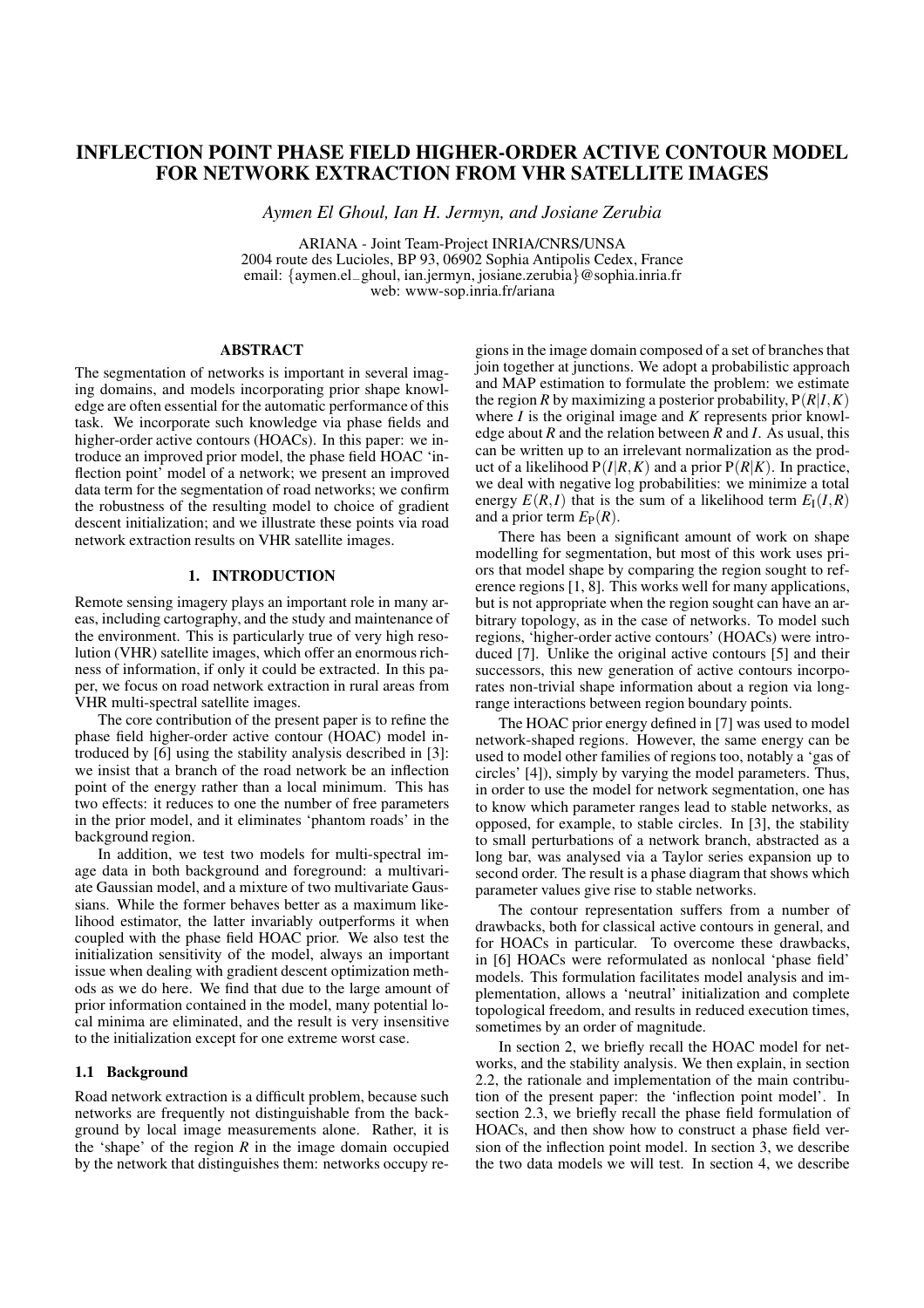# INFLECTION POINT PHASE FIELD HIGHER-ORDER ACTIVE CONTOUR MODEL FOR NETWORK EXTRACTION FROM VHR SATELLITE IMAGES

*Aymen El Ghoul, Ian H. Jermyn, and Josiane Zerubia*

ARIANA - Joint Team-Project INRIA/CNRS/UNSA
2004 route des Lucioles, BP 93, 06902 Sophia Antipolis Cedex, France
email: {aymen.el_ghoul, ian.jermyn, josiane.zerubia}@sophia.inria.fr
web: www-sop.inria.fr/ariana

## ABSTRACT

The segmentation of networks is important in several imaging domains, and models incorporating prior shape knowledge are often essential for the automatic performance of this task. We incorporate such knowledge via phase fields and higher-order active contours (HOACs). In this paper: we introduce an improved prior model, the phase field HOAC 'inflection point' model of a network; we present an improved data term for the segmentation of road networks; we confirm the robustness of the resulting model to choice of gradient descent initialization; and we illustrate these points via road network extraction results on VHR satellite images.

## 1. INTRODUCTION

Remote sensing imagery plays an important role in many areas, including cartography, and the study and maintenance of the environment. This is particularly true of very high resolution (VHR) satellite images, which offer an enormous richness of information, if only it could be extracted. In this paper, we focus on road network extraction in rural areas from VHR multi-spectral satellite images.

The core contribution of the present paper is to refine the phase field higher-order active contour (HOAC) model introduced by [6] using the stability analysis described in [3]: we insist that a branch of the road network be an inflection point of the energy rather than a local minimum. This has two effects: it reduces to one the number of free parameters in the prior model, and it eliminates 'phantom roads' in the background region.

In addition, we test two models for multi-spectral image data in both background and foreground: a multivariate Gaussian model, and a mixture of two multivariate Gaussians. While the former behaves better as a maximum likelihood estimator, the latter invariably outperforms it when coupled with the phase field HOAC prior. We also test the initialization sensitivity of the model, always an important issue when dealing with gradient descent optimization methods as we do here. We find that due to the large amount of prior information contained in the model, many potential local minima are eliminated, and the result is very insensitive to the initialization except for one extreme worst case.

### 1.1 Background

Road network extraction is a difficult problem, because such networks are frequently not distinguishable from the background by local image measurements alone. Rather, it is the 'shape' of the region $R$ in the image domain occupied by the network that distinguishes them: networks occupy regions in the image domain composed of a set of branches that join together at junctions. We adopt a probabilistic approach and MAP estimation to formulate the problem: we estimate the region $R$ by maximizing a posterior probability, $\mathrm{P}(R|I,K)$ where $I$ is the original image and $K$ represents prior knowledge about $R$ and the relation between $R$ and $I$. As usual, this can be written up to an irrelevant normalization as the product of a likelihood $\mathrm{P}(I|R,K)$ and a prior $\mathrm{P}(R|K)$. In practice, we deal with negative log probabilities: we minimize a total energy $E(R,I)$ that is the sum of a likelihood term $E_{\mathrm{I}}(I,R)$ and a prior term $E_{\mathrm{P}}(R)$.

There has been a significant amount of work on shape modelling for segmentation, but most of this work uses priors that model shape by comparing the region sought to reference regions [1, 8]. This works well for many applications, but is not appropriate when the region sought can have an arbitrary topology, as in the case of networks. To model such regions, 'higher-order active contours' (HOACs) were introduced [7]. Unlike the original active contours [5] and their successors, this new generation of active contours incorporates non-trivial shape information about a region via long-range interactions between region boundary points.

The HOAC prior energy defined in [7] was used to model network-shaped regions. However, the same energy can be used to model other families of regions too, notably a 'gas of circles' [4]), simply by varying the model parameters. Thus, in order to use the model for network segmentation, one has to know which parameter ranges lead to stable networks, as opposed, for example, to stable circles. In [3], the stability to small perturbations of a network branch, abstracted as a long bar, was analysed via a Taylor series expansion up to second order. The result is a phase diagram that shows which parameter values give rise to stable networks.

The contour representation suffers from a number of drawbacks, both for classical active contours in general, and for HOACs in particular. To overcome these drawbacks, in [6] HOACs were reformulated as nonlocal 'phase field' models. This formulation facilitates model analysis and implementation, allows a 'neutral' initialization and complete topological freedom, and results in reduced execution times, sometimes by an order of magnitude.

In section 2, we briefly recall the HOAC model for networks, and the stability analysis. We then explain, in section 2.2, the rationale and implementation of the main contribution of the present paper: the 'inflection point model'. In section 2.3, we briefly recall the phase field formulation of HOACs, and then show how to construct a phase field version of the inflection point model. In section 3, we describe the two data models we will test. In section 4, we describe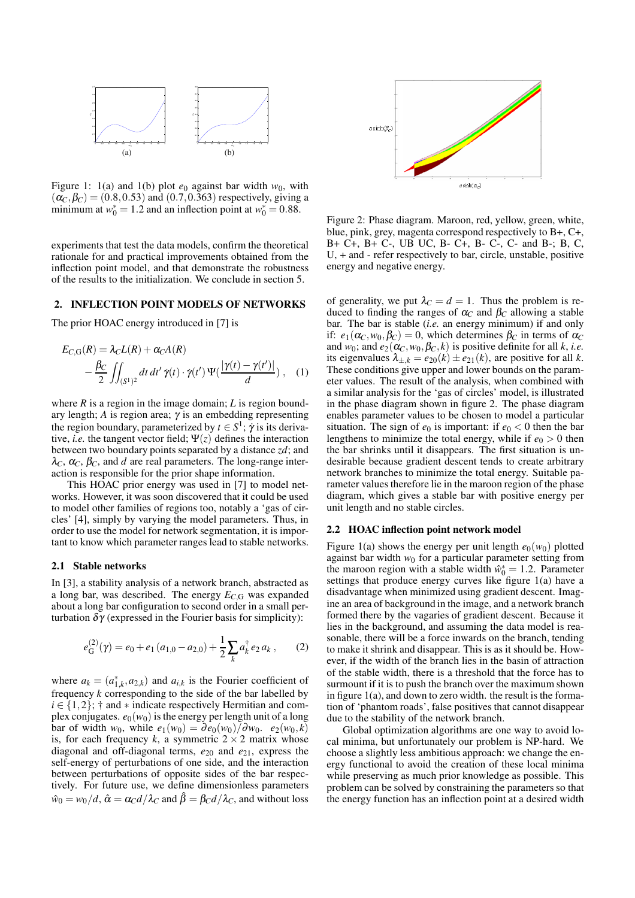Figure 1: 1(a) and 1(b) plot $e_0$ against bar width $w_0$, with $(\alpha_C, \beta_C) = (0.8, 0.53)$ and $(0.7, 0.363)$ respectively, giving a minimum at $w_0^* = 1.2$ and an inflection point at $w_0^* = 0.88$.

experiments that test the data models, confirm the theoretical rationale for and practical improvements obtained from the inflection point model, and that demonstrate the robustness of the results to the initialization. We conclude in section 5.

## 2. INFLECTION POINT MODELS OF NETWORKS

The prior HOAC energy introduced in [7] is

$$E_{C,G}(R) = \lambda_C L(R) + \alpha_C A(R) - \frac{\beta_C}{2} \iint_{(S^1)^2} dt\, dt'\, \dot{\gamma}(t) \cdot \dot{\gamma}(t')\, \Psi\left(\frac{|\gamma(t) - \gamma(t')|}{d}\right), \quad (1)$$

where $R$ is a region in the image domain; $L$ is region boundary length; $A$ is region area; $\gamma$ is an embedding representing the region boundary, parameterized by $t \in S^1$; $\dot{\gamma}$ is its derivative, *i.e.* the tangent vector field; $\Psi(z)$ defines the interaction between two boundary points separated by a distance $zd$; and $\lambda_C$, $\alpha_C$, $\beta_C$, and $d$ are real parameters. The long-range interaction is responsible for the prior shape information.

This HOAC prior energy was used in [7] to model networks. However, it was soon discovered that it could be used to model other families of regions too, notably a 'gas of circles' [4], simply by varying the model parameters. Thus, in order to use the model for network segmentation, it is important to know which parameter ranges lead to stable networks.

### 2.1 Stable networks

In [3], a stability analysis of a network branch, abstracted as a long bar, was described. The energy $E_{C,G}$ was expanded about a long bar configuration to second order in a small perturbation $\delta\gamma$ (expressed in the Fourier basis for simplicity):

$$e_G^{(2)}(\gamma) = e_0 + e_1 (a_{1,0} - a_{2,0}) + \frac{1}{2} \sum_k a_k^\dagger e_2 a_k, \quad (2)$$

where $a_k = (a_{1,k}^*, a_{2,k})$ and $a_{i,k}$ is the Fourier coefficient of frequency $k$ corresponding to the side of the bar labelled by $i \in \{1, 2\}$; $\dagger$ and $*$ indicate respectively Hermitian and complex conjugates. $e_0(w_0)$ is the energy per length unit of a long bar of width $w_0$, while $e_1(w_0) = \partial e_0(w_0)/\partial w_0$. $e_2(w_0, k)$ is, for each frequency $k$, a symmetric $2 \times 2$ matrix whose diagonal and off-diagonal terms, $e_{20}$ and $e_{21}$, express the self-energy of perturbations of one side, and the interaction between perturbations of opposite sides of the bar respectively. For future use, we define dimensionless parameters $\hat{w}_0 = w_0/d$, $\hat{\alpha} = \alpha_C d/\lambda_C$ and $\hat{\beta} = \beta_C d/\lambda_C$, and without loss of generality, we put $\lambda_C = d = 1$. Thus the problem is reduced to finding the ranges of $\alpha_C$ and $\beta_C$ allowing a stable bar. The bar is stable (*i.e.* an energy minimum) if and only if: $e_1(\alpha_C, w_0, \beta_C) = 0$, which determines $\beta_C$ in terms of $\alpha_C$ and $w_0$; and $e_2(\alpha_C, w_0, \beta_C, k)$ is positive definite for all $k$, *i.e.* its eigenvalues $\lambda_{\pm,k} = e_{20}(k) \pm e_{21}(k)$, are positive for all $k$. These conditions give upper and lower bounds on the parameter values. The result of the analysis, when combined with a similar analysis for the 'gas of circles' model, is illustrated in the phase diagram shown in figure 2. The phase diagram enables parameter values to be chosen to model a particular situation. The sign of $e_0$ is important: if $e_0 < 0$ then the bar lengthens to minimize the total energy, while if $e_0 > 0$ then the bar shrinks until it disappears. The first situation is undesirable because gradient descent tends to create arbitrary network branches to minimize the total energy. Suitable parameter values therefore lie in the maroon region of the phase diagram, which gives a stable bar with positive energy per unit length and no stable circles.

Figure 2: Phase diagram. Maroon, red, yellow, green, white, blue, pink, grey, magenta correspond respectively to B+, C+, B+ C+, B+ C-, UB UC, B- C+, B- C-, C- and B-; B, C, U, + and - refer respectively to bar, circle, unstable, positive energy and negative energy.

### 2.2 HOAC inflection point network model

Figure 1(a) shows the energy per unit length $e_0(w_0)$ plotted against bar width $w_0$ for a particular parameter setting from the maroon region with a stable width $\hat{w}_0^* = 1.2$. Parameter settings that produce energy curves like figure 1(a) have a disadvantage when minimized using gradient descent. Imagine an area of background in the image, and a network branch formed there by the vagaries of gradient descent. Because it lies in the background, and assuming the data model is reasonable, there will be a force inwards on the branch, tending to make it shrink and disappear. This is as it should be. However, if the width of the branch lies in the basin of attraction of the stable width, there is a threshold that the force has to surmount if it is to push the branch over the maximum shown in figure 1(a), and down to zero width. the result is the formation of 'phantom roads', false positives that cannot disappear due to the stability of the network branch.

Global optimization algorithms are one way to avoid local minima, but unfortunately our problem is NP-hard. We choose a slightly less ambitious approach: we change the energy functional to avoid the creation of these local minima while preserving as much prior knowledge as possible. This problem can be solved by constraining the parameters so that the energy function has an inflection point at a desired width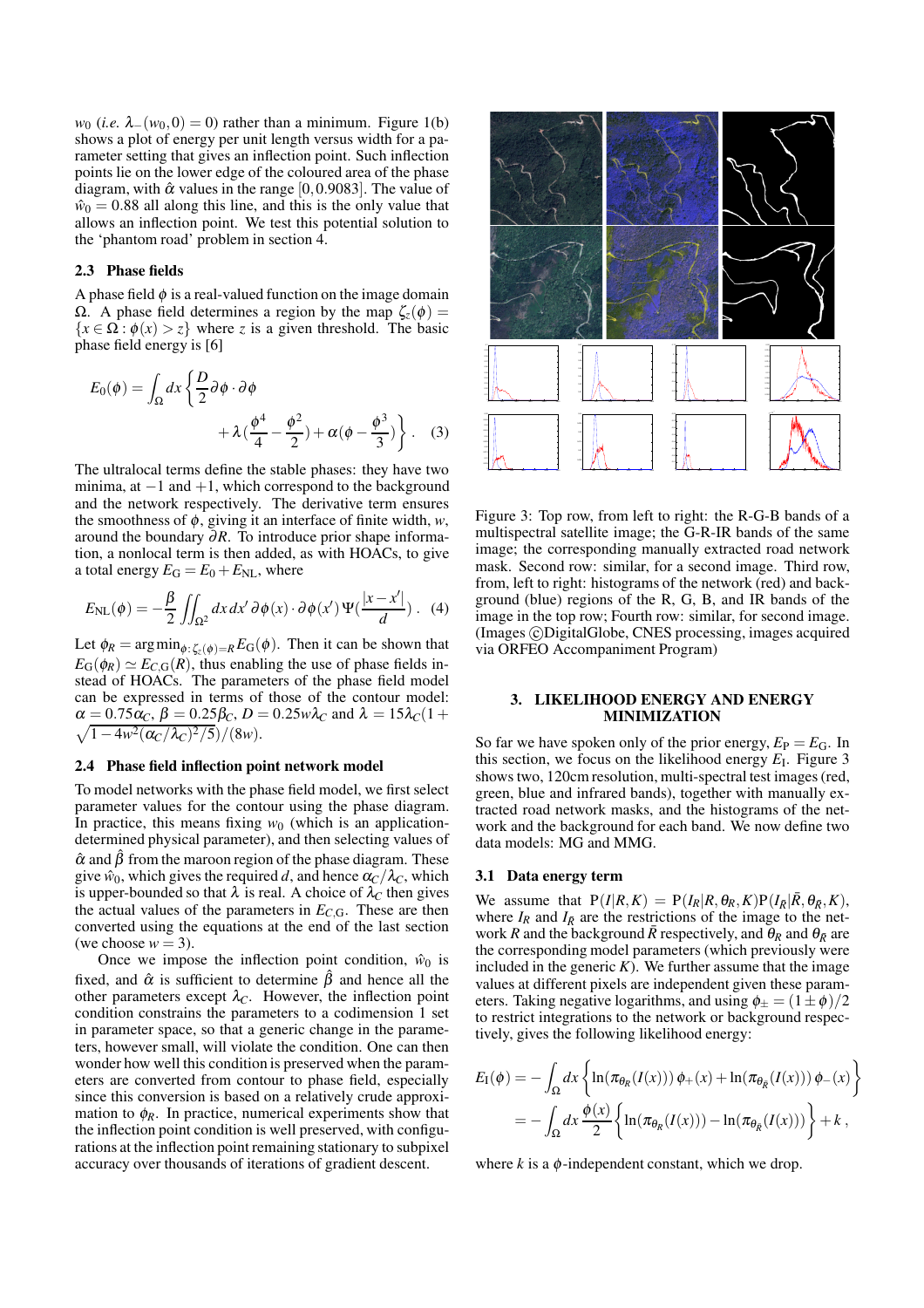$w_0$ (*i.e.* $\lambda_-(w_0, 0) = 0$) rather than a minimum. Figure 1(b) shows a plot of energy per unit length versus width for a parameter setting that gives an inflection point. Such inflection points lie on the lower edge of the coloured area of the phase diagram, with $\hat{\alpha}$ values in the range $[0, 0.9083]$. The value of $\hat{w}_0 = 0.88$ all along this line, and this is the only value that allows an inflection point. We test this potential solution to the 'phantom road' problem in section 4.

### 2.3 Phase fields

A phase field $\phi$ is a real-valued function on the image domain $\Omega$. A phase field determines a region by the map $\zeta_z(\phi) = \{x \in \Omega : \phi(x) > z\}$ where $z$ is a given threshold. The basic phase field energy is [6]

$$E_0(\phi) = \int_\Omega dx \left\{ \frac{D}{2} \partial\phi \cdot \partial\phi + \lambda\left(\frac{\phi^4}{4} - \frac{\phi^2}{2}\right) + \alpha\left(\phi - \frac{\phi^3}{3}\right) \right\} . \quad (3)$$

The ultralocal terms define the stable phases: they have two minima, at $-1$ and $+1$, which correspond to the background and the network respectively. The derivative term ensures the smoothness of $\phi$, giving it an interface of finite width, $w$, around the boundary $\partial R$. To introduce prior shape information, a nonlocal term is then added, as with HOACs, to give a total energy $E_{\rm G} = E_0 + E_{\rm NL}$, where

$$E_{\rm NL}(\phi) = -\frac{\beta}{2} \iint_{\Omega^2} dx\, dx'\, \partial\phi(x) \cdot \partial\phi(x')\, \Psi\left(\frac{|x - x'|}{d}\right) . \quad (4)$$

Let $\phi_R = \arg\min_{\phi:\zeta_z(\phi)=R} E_{\rm G}(\phi)$. Then it can be shown that $E_{\rm G}(\phi_R) \simeq E_{C,{\rm G}}(R)$, thus enabling the use of phase fields instead of HOACs. The parameters of the phase field model can be expressed in terms of those of the contour model: $\alpha = 0.75\alpha_C$, $\beta = 0.25\beta_C$, $D = 0.25w\lambda_C$ and $\lambda = 15\lambda_C(1 + \sqrt{1 - 4w^2(\alpha_C/\lambda_C)^2/5})/(8w)$.

### 2.4 Phase field inflection point network model

To model networks with the phase field model, we first select parameter values for the contour using the phase diagram. In practice, this means fixing $w_0$ (which is an application-determined physical parameter), and then selecting values of $\hat{\alpha}$ and $\hat{\beta}$ from the maroon region of the phase diagram. These give $\hat{w}_0$, which gives the required $d$, and hence $\alpha_C/\lambda_C$, which is upper-bounded so that $\lambda$ is real. A choice of $\lambda_C$ then gives the actual values of the parameters in $E_{C,{\rm G}}$. These are then converted using the equations at the end of the last section (we choose $w = 3$).

Once we impose the inflection point condition, $\hat{w}_0$ is fixed, and $\hat{\alpha}$ is sufficient to determine $\hat{\beta}$ and hence all the other parameters except $\lambda_C$. However, the inflection point condition constrains the parameters to a codimension 1 set in parameter space, so that a generic change in the parameters, however small, will violate the condition. One can then wonder how well this condition is preserved when the parameters are converted from contour to phase field, especially since this conversion is based on a relatively crude approximation to $\phi_R$. In practice, numerical experiments show that the inflection point condition is well preserved, with configurations at the inflection point remaining stationary to subpixel accuracy over thousands of iterations of gradient descent.

Figure 3: Top row, from left to right: the R-G-B bands of a multispectral satellite image; the G-R-IR bands of the same image; the corresponding manually extracted road network mask. Second row: similar, for a second image. Third row, from, left to right: histograms of the network (red) and background (blue) regions of the R, G, B, and IR bands of the image in the top row; Fourth row: similar, for second image. (Images ©DigitalGlobe, CNES processing, images acquired via ORFEO Accompaniment Program)

## 3. LIKELIHOOD ENERGY AND ENERGY MINIMIZATION

So far we have spoken only of the prior energy, $E_{\rm P} = E_{\rm G}$. In this section, we focus on the likelihood energy $E_{\rm I}$. Figure 3 shows two, 120cm resolution, multi-spectral test images (red, green, blue and infrared bands), together with manually extracted road network masks, and the histograms of the network and the background for each band. We now define two data models: MG and MMG.

### 3.1 Data energy term

We assume that ${\rm P}(I|R,K) = {\rm P}(I_R|R,\theta_R,K){\rm P}(I_{\bar{R}}|\bar{R},\theta_{\bar{R}},K)$, where $I_R$ and $I_{\bar{R}}$ are the restrictions of the image to the network $R$ and the background $\bar{R}$ respectively, and $\theta_R$ and $\theta_{\bar{R}}$ are the corresponding model parameters (which previously were included in the generic $K$). We further assume that the image values at different pixels are independent given these parameters. Taking negative logarithms, and using $\phi_\pm = (1 \pm \phi)/2$ to restrict integrations to the network or background respectively, gives the following likelihood energy:

$$E_{\rm I}(\phi) = -\int_\Omega dx \left\{ \ln(\pi_{\theta_R}(I(x)))\, \phi_+(x) + \ln(\pi_{\theta_{\bar{R}}}(I(x)))\, \phi_-(x) \right\}$$
$$= -\int_\Omega dx\, \frac{\phi(x)}{2} \left\{ \ln(\pi_{\theta_R}(I(x))) - \ln(\pi_{\theta_{\bar{R}}}(I(x))) \right\} + k ,$$

where $k$ is a $\phi$-independent constant, which we drop.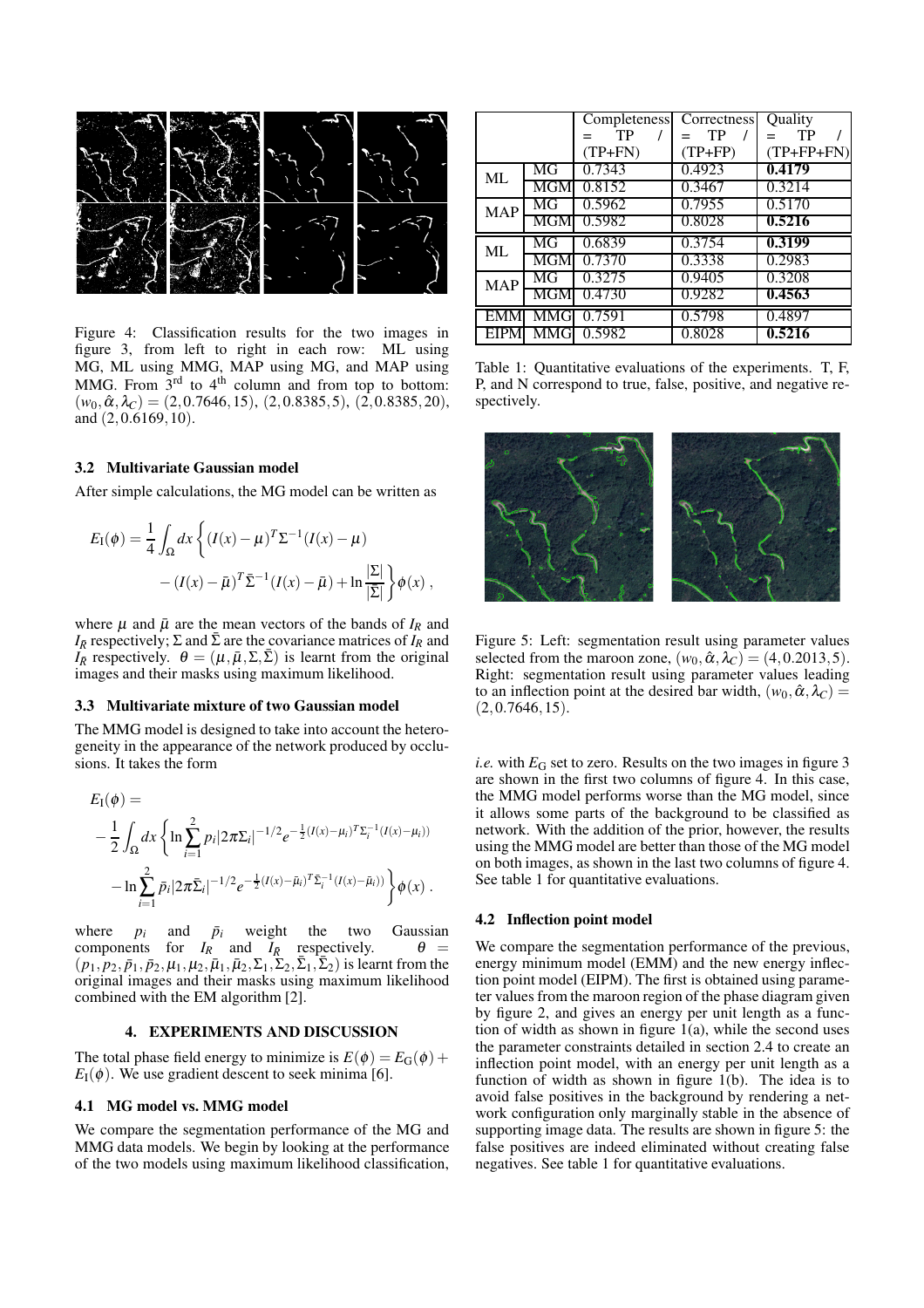Figure 4: Classification results for the two images in figure 3, from left to right in each row: ML using MG, ML using MMG, MAP using MG, and MAP using MMG. From 3rd to 4th column and from top to bottom: $(w_0, \hat{\alpha}, \lambda_C) = (2, 0.7646, 15)$, $(2, 0.8385, 5)$, $(2, 0.8385, 20)$, and $(2, 0.6169, 10)$.

### 3.2 Multivariate Gaussian model

After simple calculations, the MG model can be written as

$$E_I(\phi) = \frac{1}{4} \int_\Omega dx \left\{ (I(x) - \mu)^T \Sigma^{-1} (I(x) - \mu) - (I(x) - \bar{\mu})^T \bar{\Sigma}^{-1} (I(x) - \bar{\mu}) + \ln \frac{|\Sigma|}{|\bar{\Sigma}|} \right\} \phi(x) ,$$

where $\mu$ and $\bar{\mu}$ are the mean vectors of the bands of $I_R$ and $I_{\bar{R}}$ respectively; $\Sigma$ and $\bar{\Sigma}$ are the covariance matrices of $I_R$ and $I_{\bar{R}}$ respectively. $\theta = (\mu, \bar{\mu}, \Sigma, \bar{\Sigma})$ is learnt from the original images and their masks using maximum likelihood.

### 3.3 Multivariate mixture of two Gaussian model

The MMG model is designed to take into account the heterogeneity in the appearance of the network produced by occlusions. It takes the form

$$E_I(\phi) = -\frac{1}{2} \int_\Omega dx \left\{ \ln \sum_{i=1}^{2} p_i |2\pi\Sigma_i|^{-1/2} e^{-\frac{1}{2}(I(x)-\mu_i)^T \Sigma_i^{-1} (I(x)-\mu_i))} - \ln \sum_{i=1}^{2} \bar{p}_i |2\pi\bar{\Sigma}_i|^{-1/2} e^{-\frac{1}{2}(I(x)-\bar{\mu}_i)^T \bar{\Sigma}_i^{-1} (I(x)-\bar{\mu}_i))} \right\} \phi(x) .$$

where $p_i$ and $\bar{p}_i$ weight the two Gaussian components for $I_R$ and $I_{\bar{R}}$ respectively. $\theta = (p_1, p_2, \bar{p}_1, \bar{p}_2, \mu_1, \mu_2, \bar{\mu}_1, \bar{\mu}_2, \Sigma_1, \Sigma_2, \bar{\Sigma}_1, \bar{\Sigma}_2)$ is learnt from the original images and their masks using maximum likelihood combined with the EM algorithm [2].

## 4. EXPERIMENTS AND DISCUSSION

The total phase field energy to minimize is $E(\phi) = E_G(\phi) + E_I(\phi)$. We use gradient descent to seek minima [6].

### 4.1 MG model vs. MMG model

We compare the segmentation performance of the MG and MMG data models. We begin by looking at the performance of the two models using maximum likelihood classification, *i.e.* with $E_G$ set to zero. Results on the two images in figure 3 are shown in the first two columns of figure 4. In this case, the MMG model performs worse than the MG model, since it allows some parts of the background to be classified as network. With the addition of the prior, however, the results using the MMG model are better than those of the MG model on both images, as shown in the last two columns of figure 4. See table 1 for quantitative evaluations.

|  |  | Completeness = TP / (TP+FN) | Correctness = TP / (TP+FP) | Quality = TP / (TP+FP+FN) |
|---|---|---|---|---|
| ML | MG | 0.7343 | 0.4923 | **0.4179** |
|  | MGM | 0.8152 | 0.3467 | 0.3214 |
| MAP | MG | 0.5962 | 0.7955 | 0.5170 |
|  | MGM | 0.5982 | 0.8028 | **0.5216** |
| ML | MG | 0.6839 | 0.3754 | **0.3199** |
|  | MGM | 0.7370 | 0.3338 | 0.2983 |
| MAP | MG | 0.3275 | 0.9405 | 0.3208 |
|  | MGM | 0.4730 | 0.9282 | **0.4563** |
| EMM | MMG | 0.7591 | 0.5798 | 0.4897 |
| EIPM | MMG | 0.5982 | 0.8028 | **0.5216** |

Table 1: Quantitative evaluations of the experiments. T, F, P, and N correspond to true, false, positive, and negative respectively.

Figure 5: Left: segmentation result using parameter values selected from the maroon zone, $(w_0, \hat{\alpha}, \lambda_C) = (4, 0.2013, 5)$. Right: segmentation result using parameter values leading to an inflection point at the desired bar width, $(w_0, \hat{\alpha}, \lambda_C) = (2, 0.7646, 15)$.

### 4.2 Inflection point model

We compare the segmentation performance of the previous, energy minimum model (EMM) and the new energy inflection point model (EIPM). The first is obtained using parameter values from the maroon region of the phase diagram given by figure 2, and gives an energy per unit length as a function of width as shown in figure 1(a), while the second uses the parameter constraints detailed in section 2.4 to create an inflection point model, with an energy per unit length as a function of width as shown in figure 1(b). The idea is to avoid false positives in the background by rendering a network configuration only marginally stable in the absence of supporting image data. The results are shown in figure 5: the false positives are indeed eliminated without creating false negatives. See table 1 for quantitative evaluations.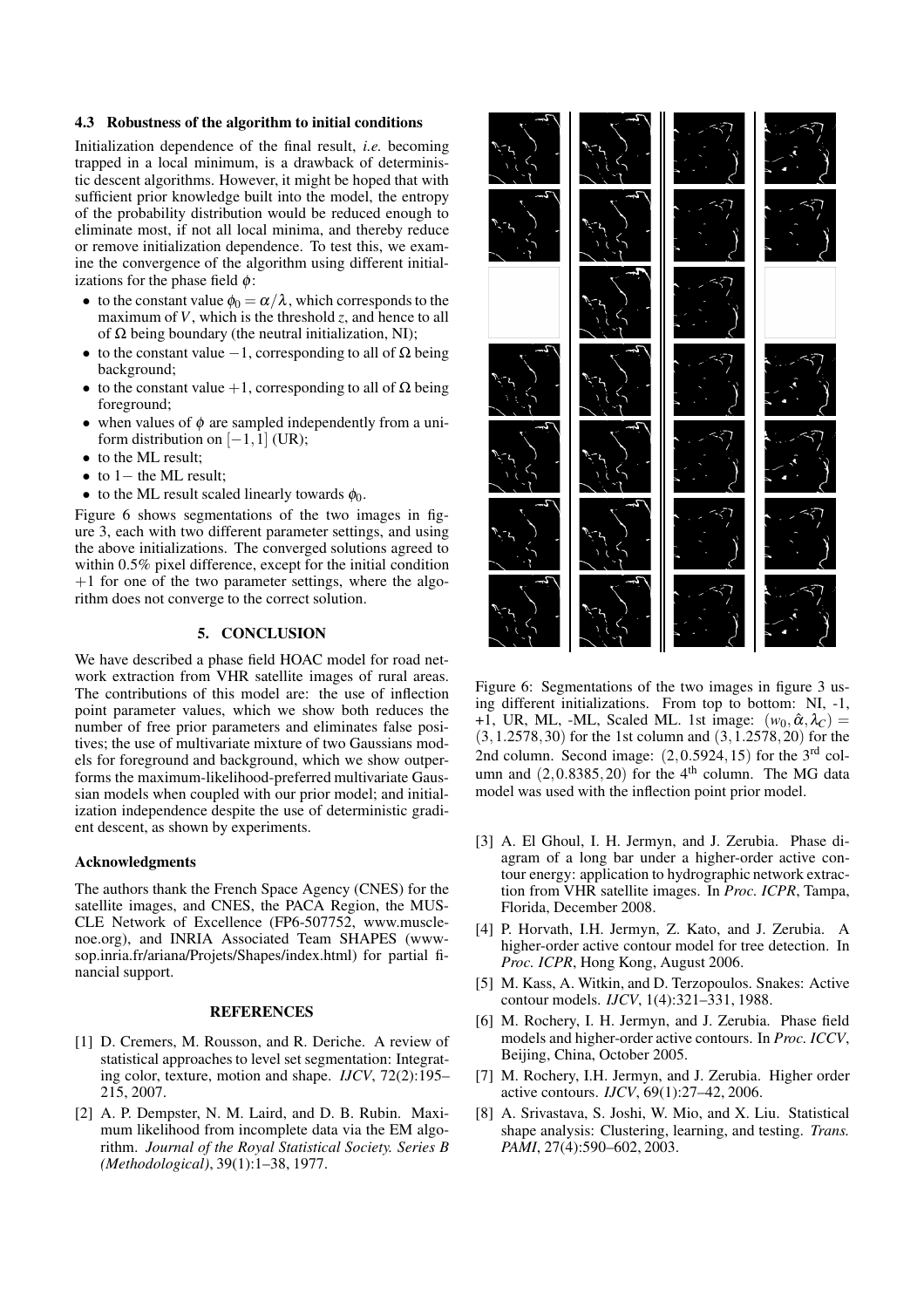### 4.3 Robustness of the algorithm to initial conditions

Initialization dependence of the final result, *i.e.* becoming trapped in a local minimum, is a drawback of deterministic descent algorithms. However, it might be hoped that with sufficient prior knowledge built into the model, the entropy of the probability distribution would be reduced enough to eliminate most, if not all local minima, and thereby reduce or remove initialization dependence. To test this, we examine the convergence of the algorithm using different initializations for the phase field $\phi$:

- to the constant value $\phi_0 = \alpha/\lambda$, which corresponds to the maximum of $V$, which is the threshold $z$, and hence to all of $\Omega$ being boundary (the neutral initialization, NI);
- to the constant value $-1$, corresponding to all of $\Omega$ being background;
- to the constant value $+1$, corresponding to all of $\Omega$ being foreground;
- when values of $\phi$ are sampled independently from a uniform distribution on $[-1,1]$ (UR);
- to the ML result;
- to $1-$ the ML result;
- to the ML result scaled linearly towards $\phi_0$.

Figure 6 shows segmentations of the two images in figure 3, each with two different parameter settings, and using the above initializations. The converged solutions agreed to within 0.5% pixel difference, except for the initial condition $+1$ for one of the two parameter settings, where the algorithm does not converge to the correct solution.

Figure 6: Segmentations of the two images in figure 3 using different initializations. From top to bottom: NI, -1, +1, UR, ML, -ML, Scaled ML. 1st image: $(w_0, \hat{\alpha}, \lambda_C) = (3, 1.2578, 30)$ for the 1st column and $(3, 1.2578, 20)$ for the 2nd column. Second image: $(2, 0.5924, 15)$ for the 3[rd] column and $(2, 0.8385, 20)$ for the 4[th] column. The MG data model was used with the inflection point prior model.

## 5. CONCLUSION

We have described a phase field HOAC model for road network extraction from VHR satellite images of rural areas. The contributions of this model are: the use of inflection point parameter values, which we show both reduces the number of free prior parameters and eliminates false positives; the use of multivariate mixture of two Gaussians models for foreground and background, which we show outperforms the maximum-likelihood-preferred multivariate Gaussian models when coupled with our prior model; and initialization independence despite the use of deterministic gradient descent, as shown by experiments.

### Acknowledgments

The authors thank the French Space Agency (CNES) for the satellite images, and CNES, the PACA Region, the MUSCLE Network of Excellence (FP6-507752, www.muscle-noe.org), and INRIA Associated Team SHAPES (www-sop.inria.fr/ariana/Projets/Shapes/index.html) for partial financial support.

## REFERENCES

[1] D. Cremers, M. Rousson, and R. Deriche. A review of statistical approaches to level set segmentation: Integrating color, texture, motion and shape. *IJCV*, 72(2):195–215, 2007.

[2] A. P. Dempster, N. M. Laird, and D. B. Rubin. Maximum likelihood from incomplete data via the EM algorithm. *Journal of the Royal Statistical Society. Series B (Methodological)*, 39(1):1–38, 1977.

[3] A. El Ghoul, I. H. Jermyn, and J. Zerubia. Phase diagram of a long bar under a higher-order active contour energy: application to hydrographic network extraction from VHR satellite images. In *Proc. ICPR*, Tampa, Florida, December 2008.

[4] P. Horvath, I.H. Jermyn, Z. Kato, and J. Zerubia. A higher-order active contour model for tree detection. In *Proc. ICPR*, Hong Kong, August 2006.

[5] M. Kass, A. Witkin, and D. Terzopoulos. Snakes: Active contour models. *IJCV*, 1(4):321–331, 1988.

[6] M. Rochery, I. H. Jermyn, and J. Zerubia. Phase field models and higher-order active contours. In *Proc. ICCV*, Beijing, China, October 2005.

[7] M. Rochery, I.H. Jermyn, and J. Zerubia. Higher order active contours. *IJCV*, 69(1):27–42, 2006.

[8] A. Srivastava, S. Joshi, W. Mio, and X. Liu. Statistical shape analysis: Clustering, learning, and testing. *Trans. PAMI*, 27(4):590–602, 2003.